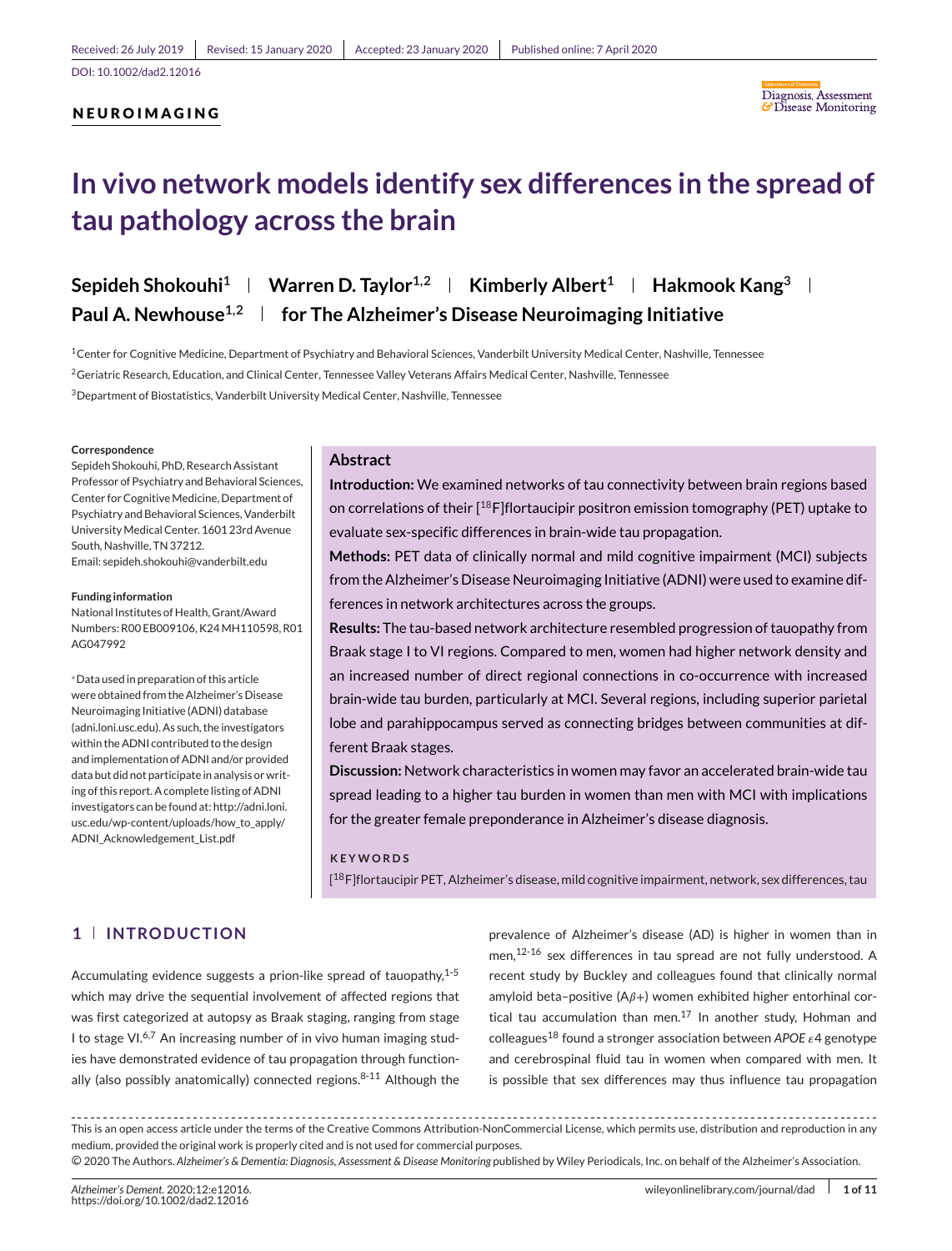Received: 26 July 2019 | Revised: 15 January 2020 | Accepted: 23 January 2020 | Published online: 7 April 2020

DOI: 10.1002/dad2.12016

NEUROIMAGING

# In vivo network models identify sex differences in the spread of tau pathology across the brain

**Sepideh Shokouhi[1] | Warren D. Taylor[1,2] | Kimberly Albert[1] | Hakmook Kang[3] | Paul A. Newhouse[1,2] | for The Alzheimer's Disease Neuroimaging Initiative**

[1]Center for Cognitive Medicine, Department of Psychiatry and Behavioral Sciences, Vanderbilt University Medical Center, Nashville, Tennessee

[2]Geriatric Research, Education, and Clinical Center, Tennessee Valley Veterans Affairs Medical Center, Nashville, Tennessee

[3]Department of Biostatistics, Vanderbilt University Medical Center, Nashville, Tennessee

**Correspondence**
Sepideh Shokouhi, PhD, Research Assistant Professor of Psychiatry and Behavioral Sciences, Center for Cognitive Medicine, Department of Psychiatry and Behavioral Sciences, Vanderbilt University Medical Center. 1601 23rd Avenue South, Nashville, TN 37212.
Email: sepideh.shokouhi@vanderbilt.edu

**Funding information**
National Institutes of Health, Grant/Award Numbers: R00 EB009106, K24 MH110598, R01 AG047992

*Data used in preparation of this article were obtained from the Alzheimer's Disease Neuroimaging Initiative (ADNI) database (adni.loni.usc.edu). As such, the investigators within the ADNI contributed to the design and implementation of ADNI and/or provided data but did not participate in analysis or writing of this report. A complete listing of ADNI investigators can be found at: http://adni.loni.usc.edu/wp-content/uploads/how_to_apply/ADNI_Acknowledgement_List.pdf

## Abstract

**Introduction:** We examined networks of tau connectivity between brain regions based on correlations of their [$^{18}$F]flortaucipir positron emission tomography (PET) uptake to evaluate sex-specific differences in brain-wide tau propagation.

**Methods:** PET data of clinically normal and mild cognitive impairment (MCI) subjects from the Alzheimer's Disease Neuroimaging Initiative (ADNI) were used to examine differences in network architectures across the groups.

**Results:** The tau-based network architecture resembled progression of tauopathy from Braak stage I to VI regions. Compared to men, women had higher network density and an increased number of direct regional connections in co-occurrence with increased brain-wide tau burden, particularly at MCI. Several regions, including superior parietal lobe and parahippocampus served as connecting bridges between communities at different Braak stages.

**Discussion:** Network characteristics in women may favor an accelerated brain-wide tau spread leading to a higher tau burden in women than men with MCI with implications for the greater female preponderance in Alzheimer's disease diagnosis.

**KEYWORDS**

[$^{18}$F]flortaucipir PET, Alzheimer's disease, mild cognitive impairment, network, sex differences, tau

## 1 | INTRODUCTION

Accumulating evidence suggests a prion-like spread of tauopathy,[1-5] which may drive the sequential involvement of affected regions that was first categorized at autopsy as Braak staging, ranging from stage I to stage VI.[6,7] An increasing number of in vivo human imaging studies have demonstrated evidence of tau propagation through functionally (also possibly anatomically) connected regions.[8-11] Although the prevalence of Alzheimer's disease (AD) is higher in women than in men,[12-16] sex differences in tau spread are not fully understood. A recent study by Buckley and colleagues found that clinically normal amyloid beta–positive (A$\beta$+) women exhibited higher entorhinal cortical tau accumulation than men.[17] In another study, Hohman and colleagues[18] found a stronger association between *APOE* $\varepsilon$4 genotype and cerebrospinal fluid tau in women when compared with men. It is possible that sex differences may thus influence tau propagation

This is an open access article under the terms of the Creative Commons Attribution-NonCommercial License, which permits use, distribution and reproduction in any medium, provided the original work is properly cited and is not used for commercial purposes.
© 2020 The Authors. *Alzheimer's & Dementia: Diagnosis, Assessment & Disease Monitoring* published by Wiley Periodicals, Inc. on behalf of the Alzheimer's Association.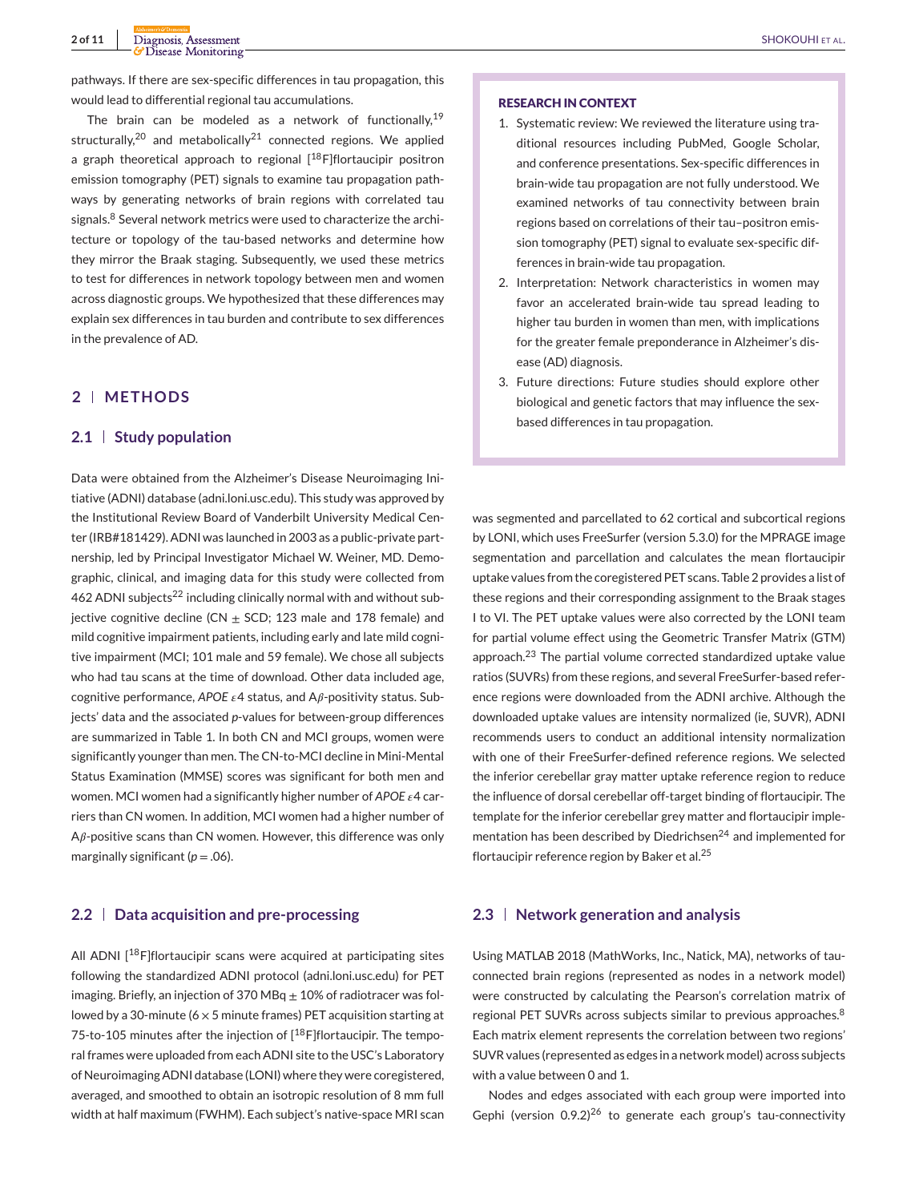pathways. If there are sex-specific differences in tau propagation, this would lead to differential regional tau accumulations.

The brain can be modeled as a network of functionally,[19] structurally,[20] and metabolically[21] connected regions. We applied a graph theoretical approach to regional [$^{18}$F]flortaucipir positron emission tomography (PET) signals to examine tau propagation pathways by generating networks of brain regions with correlated tau signals.[8] Several network metrics were used to characterize the architecture or topology of the tau-based networks and determine how they mirror the Braak staging. Subsequently, we used these metrics to test for differences in network topology between men and women across diagnostic groups. We hypothesized that these differences may explain sex differences in tau burden and contribute to sex differences in the prevalence of AD.

> **RESEARCH IN CONTEXT**
>
> 1. Systematic review: We reviewed the literature using traditional resources including PubMed, Google Scholar, and conference presentations. Sex-specific differences in brain-wide tau propagation are not fully understood. We examined networks of tau connectivity between brain regions based on correlations of their tau–positron emission tomography (PET) signal to evaluate sex-specific differences in brain-wide tau propagation.
> 2. Interpretation: Network characteristics in women may favor an accelerated brain-wide tau spread leading to higher tau burden in women than men, with implications for the greater female preponderance in Alzheimer's disease (AD) diagnosis.
> 3. Future directions: Future studies should explore other biological and genetic factors that may influence the sex-based differences in tau propagation.

## 2 | METHODS

### 2.1 | Study population

Data were obtained from the Alzheimer's Disease Neuroimaging Initiative (ADNI) database (adni.loni.usc.edu). This study was approved by the Institutional Review Board of Vanderbilt University Medical Center (IRB#181429). ADNI was launched in 2003 as a public-private partnership, led by Principal Investigator Michael W. Weiner, MD. Demographic, clinical, and imaging data for this study were collected from 462 ADNI subjects[22] including clinically normal with and without subjective cognitive decline (CN ± SCD; 123 male and 178 female) and mild cognitive impairment patients, including early and late mild cognitive impairment (MCI; 101 male and 59 female). We chose all subjects who had tau scans at the time of download. Other data included age, cognitive performance, *APOE* $\varepsilon$4 status, and A$\beta$-positivity status. Subjects' data and the associated *p*-values for between-group differences are summarized in Table 1. In both CN and MCI groups, women were significantly younger than men. The CN-to-MCI decline in Mini-Mental Status Examination (MMSE) scores was significant for both men and women. MCI women had a significantly higher number of *APOE* $\varepsilon$4 carriers than CN women. In addition, MCI women had a higher number of A$\beta$-positive scans than CN women. However, this difference was only marginally significant ($p = .06$).

### 2.2 | Data acquisition and pre-processing

All ADNI [$^{18}$F]flortaucipir scans were acquired at participating sites following the standardized ADNI protocol (adni.loni.usc.edu) for PET imaging. Briefly, an injection of 370 MBq ± 10% of radiotracer was followed by a 30-minute (6 × 5 minute frames) PET acquisition starting at 75-to-105 minutes after the injection of [$^{18}$F]flortaucipir. The temporal frames were uploaded from each ADNI site to the USC's Laboratory of Neuroimaging ADNI database (LONI) where they were coregistered, averaged, and smoothed to obtain an isotropic resolution of 8 mm full width at half maximum (FWHM). Each subject's native-space MRI scan was segmented and parcellated to 62 cortical and subcortical regions by LONI, which uses FreeSurfer (version 5.3.0) for the MPRAGE image segmentation and parcellation and calculates the mean flortaucipir uptake values from the coregistered PET scans. Table 2 provides a list of these regions and their corresponding assignment to the Braak stages I to VI. The PET uptake values were also corrected by the LONI team for partial volume effect using the Geometric Transfer Matrix (GTM) approach.[23] The partial volume corrected standardized uptake value ratios (SUVRs) from these regions, and several FreeSurfer-based reference regions were downloaded from the ADNI archive. Although the downloaded uptake values are intensity normalized (ie, SUVR), ADNI recommends users to conduct an additional intensity normalization with one of their FreeSurfer-defined reference regions. We selected the inferior cerebellar gray matter uptake reference region to reduce the influence of dorsal cerebellar off-target binding of flortaucipir. The template for the inferior cerebellar grey matter and flortaucipir implementation has been described by Diedrichsen[24] and implemented for flortaucipir reference region by Baker et al.[25]

### 2.3 | Network generation and analysis

Using MATLAB 2018 (MathWorks, Inc., Natick, MA), networks of tau-connected brain regions (represented as nodes in a network model) were constructed by calculating the Pearson's correlation matrix of regional PET SUVRs across subjects similar to previous approaches.[8] Each matrix element represents the correlation between two regions' SUVR values (represented as edges in a network model) across subjects with a value between 0 and 1.

Nodes and edges associated with each group were imported into Gephi (version 0.9.2)[26] to generate each group's tau-connectivity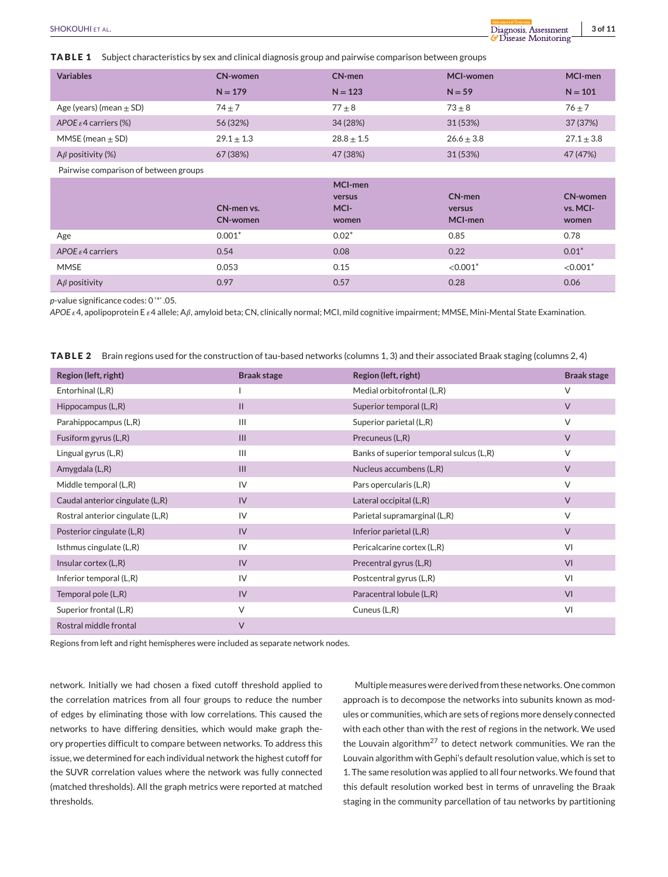**TABLE 1** Subject characteristics by sex and clinical diagnosis group and pairwise comparison between groups

| Variables | CN-women N = 179 | CN-men N = 123 | MCI-women N = 59 | MCI-men N = 101 |
|---|---|---|---|---|
| Age (years) (mean ± SD) | 74 ± 7 | 77 ± 8 | 73 ± 8 | 76 ± 7 |
| *APOE* ε4 carriers (%) | 56 (32%) | 34 (28%) | 31 (53%) | 37 (37%) |
| MMSE (mean ± SD) | 29.1 ± 1.3 | 28.8 ± 1.5 | 26.6 ± 3.8 | 27.1 ± 3.8 |
| Aβ positivity (%) | 67 (38%) | 47 (38%) | 31 (53%) | 47 (47%) |
| Pairwise comparison of between groups | | | | |
| | CN-men vs. CN-women | MCI-men versus MCI-women | CN-men versus MCI-men | CN-women vs. MCI-women |
| Age | 0.001* | 0.02* | 0.85 | 0.78 |
| *APOE* ε4 carriers | 0.54 | 0.08 | 0.22 | 0.01* |
| MMSE | 0.053 | 0.15 | <0.001* | <0.001* |
| Aβ positivity | 0.97 | 0.57 | 0.28 | 0.06 |

*p*-value significance codes: 0 '*' .05.

*APOE* ε4, apolipoprotein E ε4 allele; Aβ, amyloid beta; CN, clinically normal; MCI, mild cognitive impairment; MMSE, Mini-Mental State Examination.

**TABLE 2** Brain regions used for the construction of tau-based networks (columns 1, 3) and their associated Braak staging (columns 2, 4)

| Region (left, right) | Braak stage | Region (left, right) | Braak stage |
|---|---|---|---|
| Entorhinal (L,R) | I | Medial orbitofrontal (L,R) | V |
| Hippocampus (L,R) | II | Superior temporal (L,R) | V |
| Parahippocampus (L,R) | III | Superior parietal (L,R) | V |
| Fusiform gyrus (L,R) | III | Precuneus (L,R) | V |
| Lingual gyrus (L,R) | III | Banks of superior temporal sulcus (L,R) | V |
| Amygdala (L,R) | III | Nucleus accumbens (L,R) | V |
| Middle temporal (L,R) | IV | Pars opercularis (L,R) | V |
| Caudal anterior cingulate (L,R) | IV | Lateral occipital (L,R) | V |
| Rostral anterior cingulate (L,R) | IV | Parietal supramarginal (L,R) | V |
| Posterior cingulate (L,R) | IV | Inferior parietal (L,R) | V |
| Isthmus cingulate (L,R) | IV | Pericalcarine cortex (L,R) | VI |
| Insular cortex (L,R) | IV | Precentral gyrus (L,R) | VI |
| Inferior temporal (L,R) | IV | Postcentral gyrus (L,R) | VI |
| Temporal pole (L,R) | IV | Paracentral lobule (L,R) | VI |
| Superior frontal (L,R) | V | Cuneus (L,R) | VI |
| Rostral middle frontal | V | | |

Regions from left and right hemispheres were included as separate network nodes.

network. Initially we had chosen a fixed cutoff threshold applied to the correlation matrices from all four groups to reduce the number of edges by eliminating those with low correlations. This caused the networks to have differing densities, which would make graph theory properties difficult to compare between networks. To address this issue, we determined for each individual network the highest cutoff for the SUVR correlation values where the network was fully connected (matched thresholds). All the graph metrics were reported at matched thresholds.

Multiple measures were derived from these networks. One common approach is to decompose the networks into subunits known as modules or communities, which are sets of regions more densely connected with each other than with the rest of regions in the network. We used the Louvain algorithm[27] to detect network communities. We ran the Louvain algorithm with Gephi's default resolution value, which is set to 1. The same resolution was applied to all four networks. We found that this default resolution worked best in terms of unraveling the Braak staging in the community parcellation of tau networks by partitioning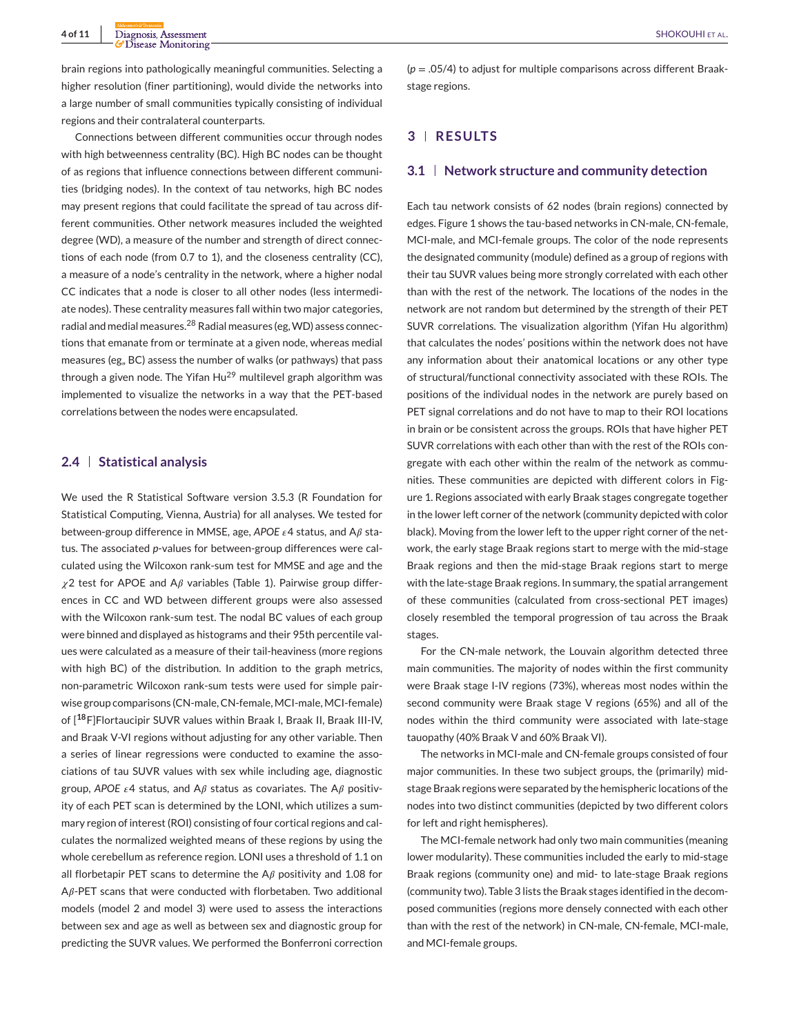brain regions into pathologically meaningful communities. Selecting a higher resolution (finer partitioning), would divide the networks into a large number of small communities typically consisting of individual regions and their contralateral counterparts.

Connections between different communities occur through nodes with high betweenness centrality (BC). High BC nodes can be thought of as regions that influence connections between different communities (bridging nodes). In the context of tau networks, high BC nodes may present regions that could facilitate the spread of tau across different communities. Other network measures included the weighted degree (WD), a measure of the number and strength of direct connections of each node (from 0.7 to 1), and the closeness centrality (CC), a measure of a node's centrality in the network, where a higher nodal CC indicates that a node is closer to all other nodes (less intermediate nodes). These centrality measures fall within two major categories, radial and medial measures.[28] Radial measures (eg, WD) assess connections that emanate from or terminate at a given node, whereas medial measures (eg,, BC) assess the number of walks (or pathways) that pass through a given node. The Yifan Hu[29] multilevel graph algorithm was implemented to visualize the networks in a way that the PET-based correlations between the nodes were encapsulated.

### 2.4 | Statistical analysis

We used the R Statistical Software version 3.5.3 (R Foundation for Statistical Computing, Vienna, Austria) for all analyses. We tested for between-group difference in MMSE, age, *APOE* $\varepsilon 4$ status, and A$\beta$ status. The associated *p*-values for between-group differences were calculated using the Wilcoxon rank-sum test for MMSE and age and the $\chi 2$ test for APOE and A$\beta$ variables (Table 1). Pairwise group differences in CC and WD between different groups were also assessed with the Wilcoxon rank-sum test. The nodal BC values of each group were binned and displayed as histograms and their 95th percentile values were calculated as a measure of their tail-heaviness (more regions with high BC) of the distribution. In addition to the graph metrics, non-parametric Wilcoxon rank-sum tests were used for simple pairwise group comparisons (CN-male, CN-female, MCI-male, MCI-female) of [$^{18}$F]Flortaucipir SUVR values within Braak I, Braak II, Braak III-IV, and Braak V-VI regions without adjusting for any other variable. Then a series of linear regressions were conducted to examine the associations of tau SUVR values with sex while including age, diagnostic group, *APOE* $\varepsilon 4$ status, and A$\beta$ status as covariates. The A$\beta$ positivity of each PET scan is determined by the LONI, which utilizes a summary region of interest (ROI) consisting of four cortical regions and calculates the normalized weighted means of these regions by using the whole cerebellum as reference region. LONI uses a threshold of 1.1 on all florbetapir PET scans to determine the A$\beta$ positivity and 1.08 for A$\beta$-PET scans that were conducted with florbetaben. Two additional models (model 2 and model 3) were used to assess the interactions between sex and age as well as between sex and diagnostic group for predicting the SUVR values. We performed the Bonferroni correction ($p = .05/4$) to adjust for multiple comparisons across different Braak-stage regions.

## 3 | RESULTS

### 3.1 | Network structure and community detection

Each tau network consists of 62 nodes (brain regions) connected by edges. Figure 1 shows the tau-based networks in CN-male, CN-female, MCI-male, and MCI-female groups. The color of the node represents the designated community (module) defined as a group of regions with their tau SUVR values being more strongly correlated with each other than with the rest of the network. The locations of the nodes in the network are not random but determined by the strength of their PET SUVR correlations. The visualization algorithm (Yifan Hu algorithm) that calculates the nodes' positions within the network does not have any information about their anatomical locations or any other type of structural/functional connectivity associated with these ROIs. The positions of the individual nodes in the network are purely based on PET signal correlations and do not have to map to their ROI locations in brain or be consistent across the groups. ROIs that have higher PET SUVR correlations with each other than with the rest of the ROIs congregate with each other within the realm of the network as communities. These communities are depicted with different colors in Figure 1. Regions associated with early Braak stages congregate together in the lower left corner of the network (community depicted with color black). Moving from the lower left to the upper right corner of the network, the early stage Braak regions start to merge with the mid-stage Braak regions and then the mid-stage Braak regions start to merge with the late-stage Braak regions. In summary, the spatial arrangement of these communities (calculated from cross-sectional PET images) closely resembled the temporal progression of tau across the Braak stages.

For the CN-male network, the Louvain algorithm detected three main communities. The majority of nodes within the first community were Braak stage I-IV regions (73%), whereas most nodes within the second community were Braak stage V regions (65%) and all of the nodes within the third community were associated with late-stage tauopathy (40% Braak V and 60% Braak VI).

The networks in MCI-male and CN-female groups consisted of four major communities. In these two subject groups, the (primarily) mid-stage Braak regions were separated by the hemispheric locations of the nodes into two distinct communities (depicted by two different colors for left and right hemispheres).

The MCI-female network had only two main communities (meaning lower modularity). These communities included the early to mid-stage Braak regions (community one) and mid- to late-stage Braak regions (community two). Table 3 lists the Braak stages identified in the decomposed communities (regions more densely connected with each other than with the rest of the network) in CN-male, CN-female, MCI-male, and MCI-female groups.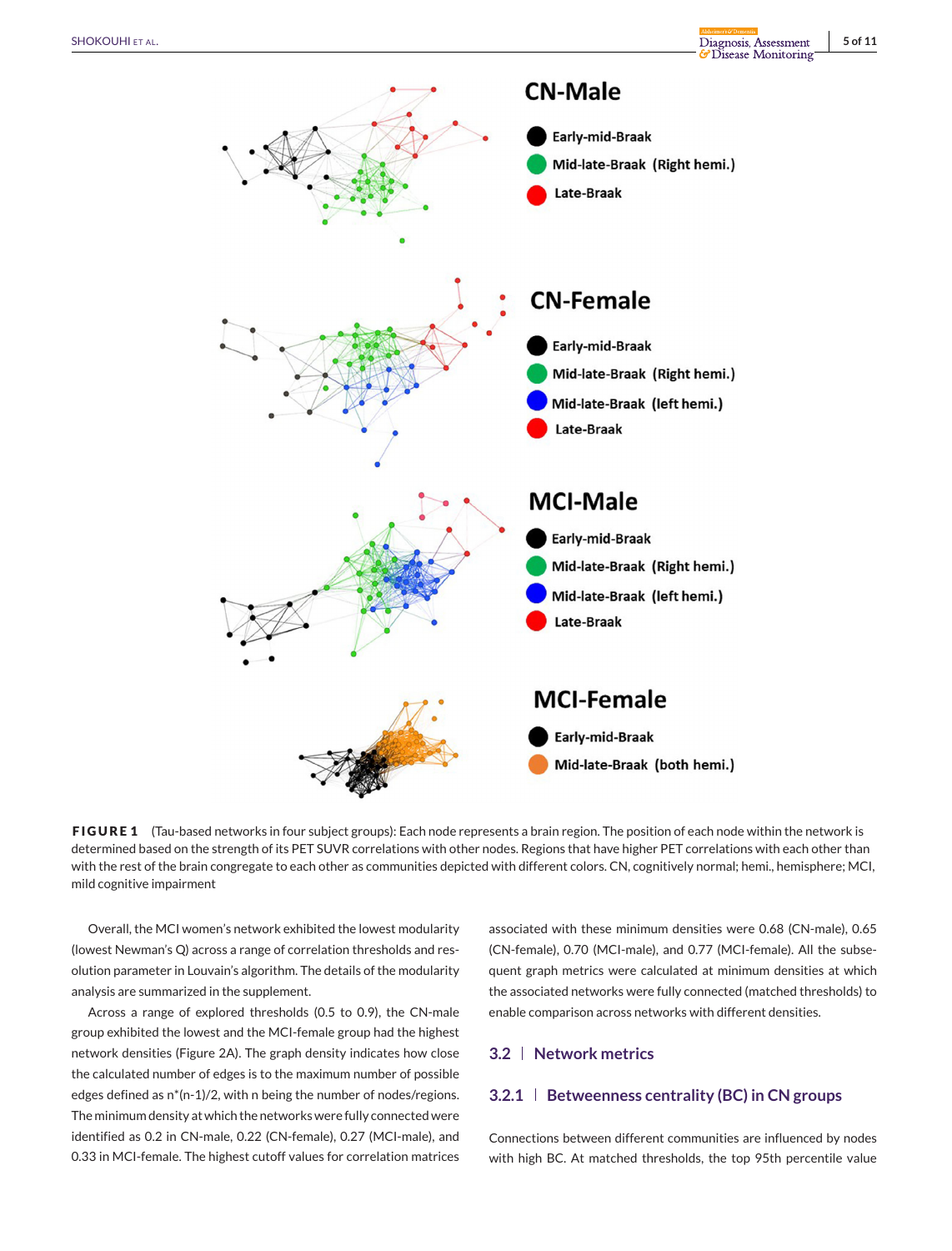**FIGURE 1** (Tau-based networks in four subject groups): Each node represents a brain region. The position of each node within the network is determined based on the strength of its PET SUVR correlations with other nodes. Regions that have higher PET correlations with each other than with the rest of the brain congregate to each other as communities depicted with different colors. CN, cognitively normal; hemi., hemisphere; MCI, mild cognitive impairment

Overall, the MCI women's network exhibited the lowest modularity (lowest Newman's Q) across a range of correlation thresholds and resolution parameter in Louvain's algorithm. The details of the modularity analysis are summarized in the supplement.

Across a range of explored thresholds (0.5 to 0.9), the CN-male group exhibited the lowest and the MCI-female group had the highest network densities (Figure 2A). The graph density indicates how close the calculated number of edges is to the maximum number of possible edges defined as n*(n-1)/2, with n being the number of nodes/regions. The minimum density at which the networks were fully connected were identified as 0.2 in CN-male, 0.22 (CN-female), 0.27 (MCI-male), and 0.33 in MCI-female. The highest cutoff values for correlation matrices associated with these minimum densities were 0.68 (CN-male), 0.65 (CN-female), 0.70 (MCI-male), and 0.77 (MCI-female). All the subsequent graph metrics were calculated at minimum densities at which the associated networks were fully connected (matched thresholds) to enable comparison across networks with different densities.

## 3.2 | Network metrics

### 3.2.1 | Betweenness centrality (BC) in CN groups

Connections between different communities are influenced by nodes with high BC. At matched thresholds, the top 95th percentile value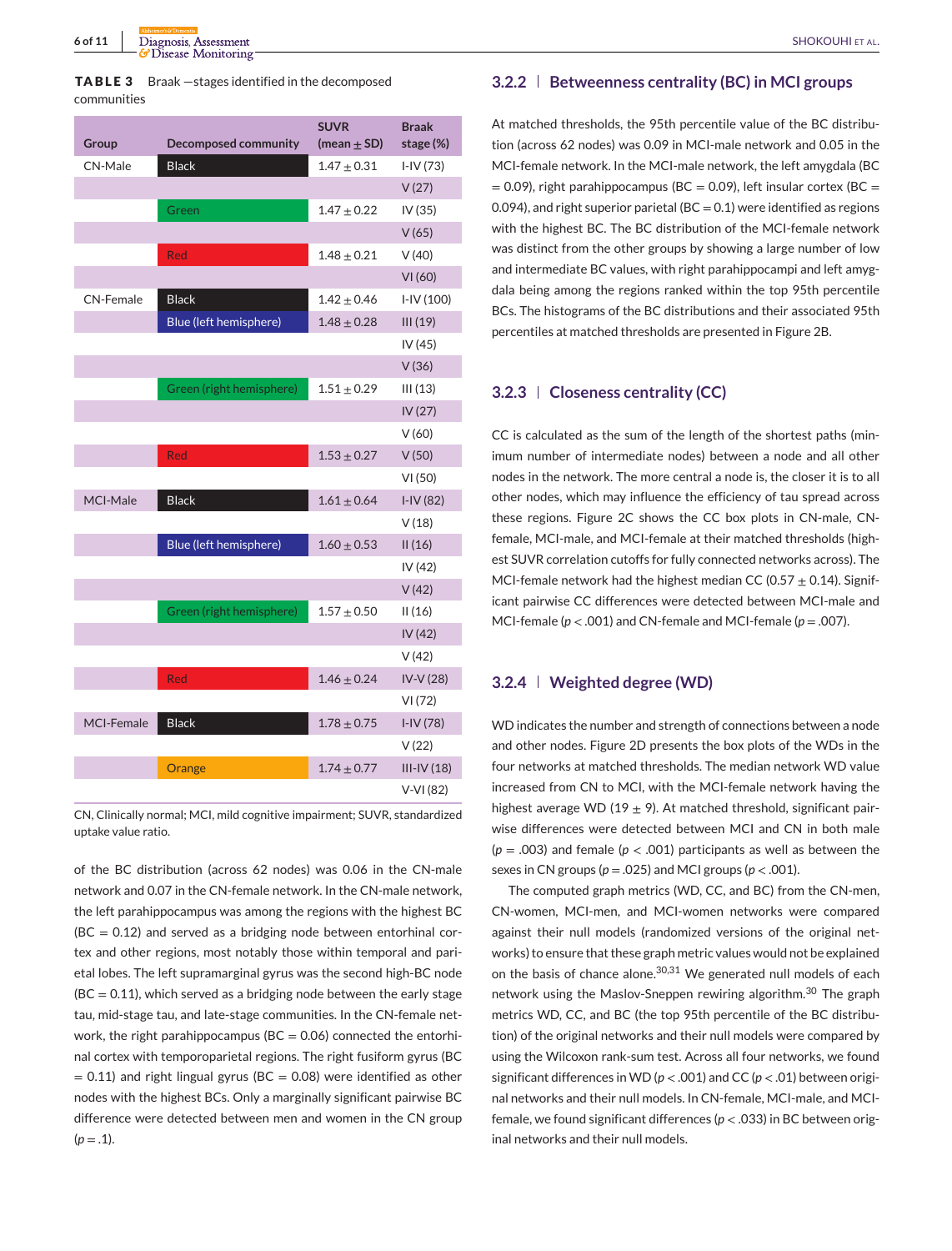**TABLE 3** Braak—stages identified in the decomposed communities

| Group | Decomposed community | SUVR (mean ± SD) | Braak stage (%) |
|---|---|---|---|
| CN-Male | Black | 1.47 ± 0.31 | I-IV (73) |
| | | | V (27) |
| | Green | 1.47 ± 0.22 | IV (35) |
| | | | V (65) |
| | Red | 1.48 ± 0.21 | V (40) |
| | | | VI (60) |
| CN-Female | Black | 1.42 ± 0.46 | I-IV (100) |
| | Blue (left hemisphere) | 1.48 ± 0.28 | III (19) |
| | | | IV (45) |
| | | | V (36) |
| | Green (right hemisphere) | 1.51 ± 0.29 | III (13) |
| | | | IV (27) |
| | | | V (60) |
| | Red | 1.53 ± 0.27 | V (50) |
| | | | VI (50) |
| MCI-Male | Black | 1.61 ± 0.64 | I-IV (82) |
| | | | V (18) |
| | Blue (left hemisphere) | 1.60 ± 0.53 | II (16) |
| | | | IV (42) |
| | | | V (42) |
| | Green (right hemisphere) | 1.57 ± 0.50 | II (16) |
| | | | IV (42) |
| | | | V (42) |
| | Red | 1.46 ± 0.24 | IV-V (28) |
| | | | VI (72) |
| MCI-Female | Black | 1.78 ± 0.75 | I-IV (78) |
| | | | V (22) |
| | Orange | 1.74 ± 0.77 | III-IV (18) |
| | | | V-VI (82) |

CN, Clinically normal; MCI, mild cognitive impairment; SUVR, standardized uptake value ratio.

of the BC distribution (across 62 nodes) was 0.06 in the CN-male network and 0.07 in the CN-female network. In the CN-male network, the left parahippocampus was among the regions with the highest BC (BC = 0.12) and served as a bridging node between entorhinal cortex and other regions, most notably those within temporal and parietal lobes. The left supramarginal gyrus was the second high-BC node (BC = 0.11), which served as a bridging node between the early stage tau, mid-stage tau, and late-stage communities. In the CN-female network, the right parahippocampus (BC = 0.06) connected the entorhinal cortex with temporoparietal regions. The right fusiform gyrus (BC = 0.11) and right lingual gyrus (BC = 0.08) were identified as other nodes with the highest BCs. Only a marginally significant pairwise BC difference were detected between men and women in the CN group ($p = .1$).

### 3.2.2 | Betweenness centrality (BC) in MCI groups

At matched thresholds, the 95th percentile value of the BC distribution (across 62 nodes) was 0.09 in MCI-male network and 0.05 in the MCI-female network. In the MCI-male network, the left amygdala (BC = 0.09), right parahippocampus (BC = 0.09), left insular cortex (BC = 0.094), and right superior parietal (BC = 0.1) were identified as regions with the highest BC. The BC distribution of the MCI-female network was distinct from the other groups by showing a large number of low and intermediate BC values, with right parahippocampi and left amygdala being among the regions ranked within the top 95th percentile BCs. The histograms of the BC distributions and their associated 95th percentiles at matched thresholds are presented in Figure 2B.

### 3.2.3 | Closeness centrality (CC)

CC is calculated as the sum of the length of the shortest paths (minimum number of intermediate nodes) between a node and all other nodes in the network. The more central a node is, the closer it is to all other nodes, which may influence the efficiency of tau spread across these regions. Figure 2C shows the CC box plots in CN-male, CN-female, MCI-male, and MCI-female at their matched thresholds (highest SUVR correlation cutoffs for fully connected networks across). The MCI-female network had the highest median CC (0.57 ± 0.14). Significant pairwise CC differences were detected between MCI-male and MCI-female ($p < .001$) and CN-female and MCI-female ($p = .007$).

### 3.2.4 | Weighted degree (WD)

WD indicates the number and strength of connections between a node and other nodes. Figure 2D presents the box plots of the WDs in the four networks at matched thresholds. The median network WD value increased from CN to MCI, with the MCI-female network having the highest average WD (19 ± 9). At matched threshold, significant pairwise differences were detected between MCI and CN in both male ($p = .003$) and female ($p < .001$) participants as well as between the sexes in CN groups ($p = .025$) and MCI groups ($p < .001$).

The computed graph metrics (WD, CC, and BC) from the CN-men, CN-women, MCI-men, and MCI-women networks were compared against their null models (randomized versions of the original networks) to ensure that these graph metric values would not be explained on the basis of chance alone.[30,31] We generated null models of each network using the Maslov-Sneppen rewiring algorithm.[30] The graph metrics WD, CC, and BC (the top 95th percentile of the BC distribution) of the original networks and their null models were compared by using the Wilcoxon rank-sum test. Across all four networks, we found significant differences in WD ($p < .001$) and CC ($p < .01$) between original networks and their null models. In CN-female, MCI-male, and MCI-female, we found significant differences ($p < .033$) in BC between original networks and their null models.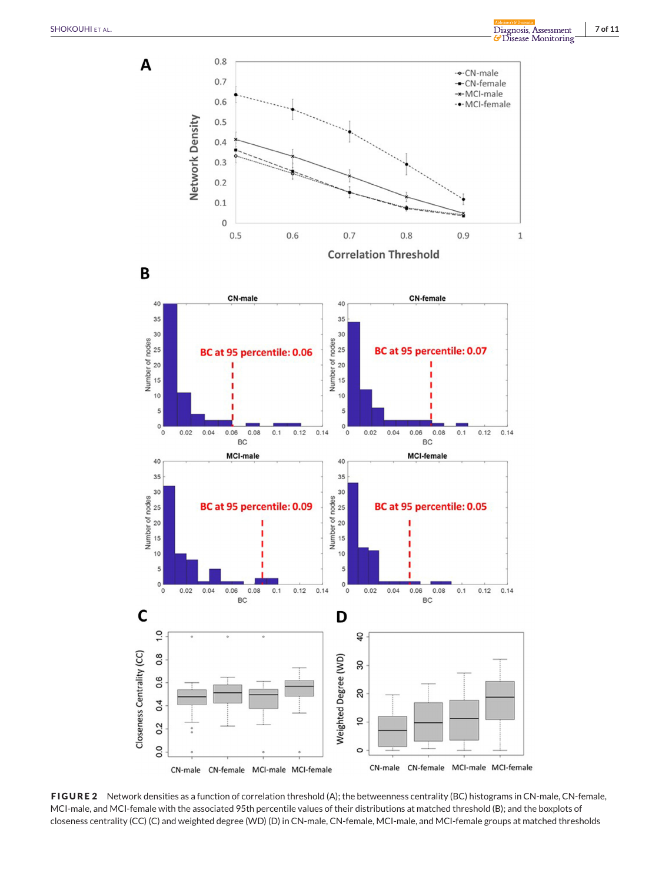**FIGURE 2** Network densities as a function of correlation threshold (A); the betweenness centrality (BC) histograms in CN-male, CN-female, MCI-male, and MCI-female with the associated 95th percentile values of their distributions at matched threshold (B); and the boxplots of closeness centrality (CC) (C) and weighted degree (WD) (D) in CN-male, CN-female, MCI-male, and MCI-female groups at matched thresholds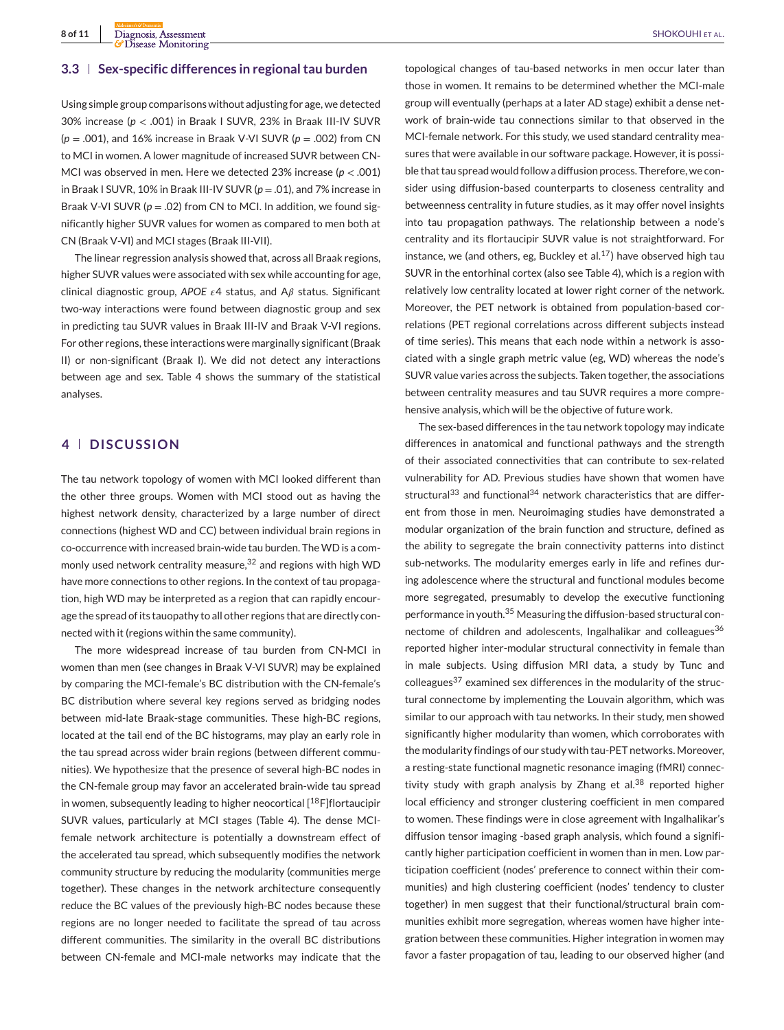### 3.3 | Sex-specific differences in regional tau burden

Using simple group comparisons without adjusting for age, we detected 30% increase ($p < .001$) in Braak I SUVR, 23% in Braak III-IV SUVR ($p = .001$), and 16% increase in Braak V-VI SUVR ($p = .002$) from CN to MCI in women. A lower magnitude of increased SUVR between CN-MCI was observed in men. Here we detected 23% increase ($p < .001$) in Braak I SUVR, 10% in Braak III-IV SUVR ($p = .01$), and 7% increase in Braak V-VI SUVR ($p = .02$) from CN to MCI. In addition, we found significantly higher SUVR values for women as compared to men both at CN (Braak V-VI) and MCI stages (Braak III-VII).

The linear regression analysis showed that, across all Braak regions, higher SUVR values were associated with sex while accounting for age, clinical diagnostic group, *APOE* $\varepsilon 4$ status, and A$\beta$ status. Significant two-way interactions were found between diagnostic group and sex in predicting tau SUVR values in Braak III-IV and Braak V-VI regions. For other regions, these interactions were marginally significant (Braak II) or non-significant (Braak I). We did not detect any interactions between age and sex. Table 4 shows the summary of the statistical analyses.

## 4 | DISCUSSION

The tau network topology of women with MCI looked different than the other three groups. Women with MCI stood out as having the highest network density, characterized by a large number of direct connections (highest WD and CC) between individual brain regions in co-occurrence with increased brain-wide tau burden. The WD is a commonly used network centrality measure,[32] and regions with high WD have more connections to other regions. In the context of tau propagation, high WD may be interpreted as a region that can rapidly encourage the spread of its tauopathy to all other regions that are directly connected with it (regions within the same community).

The more widespread increase of tau burden from CN-MCI in women than men (see changes in Braak V-VI SUVR) may be explained by comparing the MCI-female's BC distribution with the CN-female's BC distribution where several key regions served as bridging nodes between mid-late Braak-stage communities. These high-BC regions, located at the tail end of the BC histograms, may play an early role in the tau spread across wider brain regions (between different communities). We hypothesize that the presence of several high-BC nodes in the CN-female group may favor an accelerated brain-wide tau spread in women, subsequently leading to higher neocortical [$^{18}$F]flortaucipir SUVR values, particularly at MCI stages (Table 4). The dense MCI-female network architecture is potentially a downstream effect of the accelerated tau spread, which subsequently modifies the network community structure by reducing the modularity (communities merge together). These changes in the network architecture consequently reduce the BC values of the previously high-BC nodes because these regions are no longer needed to facilitate the spread of tau across different communities. The similarity in the overall BC distributions between CN-female and MCI-male networks may indicate that the topological changes of tau-based networks in men occur later than those in women. It remains to be determined whether the MCI-male group will eventually (perhaps at a later AD stage) exhibit a dense network of brain-wide tau connections similar to that observed in the MCI-female network. For this study, we used standard centrality measures that were available in our software package. However, it is possible that tau spread would follow a diffusion process. Therefore, we consider using diffusion-based counterparts to closeness centrality and betweenness centrality in future studies, as it may offer novel insights into tau propagation pathways. The relationship between a node's centrality and its flortaucipir SUVR value is not straightforward. For instance, we (and others, eg, Buckley et al.[17]) have observed high tau SUVR in the entorhinal cortex (also see Table 4), which is a region with relatively low centrality located at lower right corner of the network. Moreover, the PET network is obtained from population-based correlations (PET regional correlations across different subjects instead of time series). This means that each node within a network is associated with a single graph metric value (eg, WD) whereas the node's SUVR value varies across the subjects. Taken together, the associations between centrality measures and tau SUVR requires a more comprehensive analysis, which will be the objective of future work.

The sex-based differences in the tau network topology may indicate differences in anatomical and functional pathways and the strength of their associated connectivities that can contribute to sex-related vulnerability for AD. Previous studies have shown that women have structural[33] and functional[34] network characteristics that are different from those in men. Neuroimaging studies have demonstrated a modular organization of the brain function and structure, defined as the ability to segregate the brain connectivity patterns into distinct sub-networks. The modularity emerges early in life and refines during adolescence where the structural and functional modules become more segregated, presumably to develop the executive functioning performance in youth.[35] Measuring the diffusion-based structural connectome of children and adolescents, Ingalhalikar and colleagues[36] reported higher inter-modular structural connectivity in female than in male subjects. Using diffusion MRI data, a study by Tunc and colleagues[37] examined sex differences in the modularity of the structural connectome by implementing the Louvain algorithm, which was similar to our approach with tau networks. In their study, men showed significantly higher modularity than women, which corroborates with the modularity findings of our study with tau-PET networks. Moreover, a resting-state functional magnetic resonance imaging (fMRI) connectivity study with graph analysis by Zhang et al.[38] reported higher local efficiency and stronger clustering coefficient in men compared to women. These findings were in close agreement with Ingalhalikar's diffusion tensor imaging -based graph analysis, which found a significantly higher participation coefficient in women than in men. Low participation coefficient (nodes' preference to connect within their communities) and high clustering coefficient (nodes' tendency to cluster together) in men suggest that their functional/structural brain communities exhibit more segregation, whereas women have higher integration between these communities. Higher integration in women may favor a faster propagation of tau, leading to our observed higher (and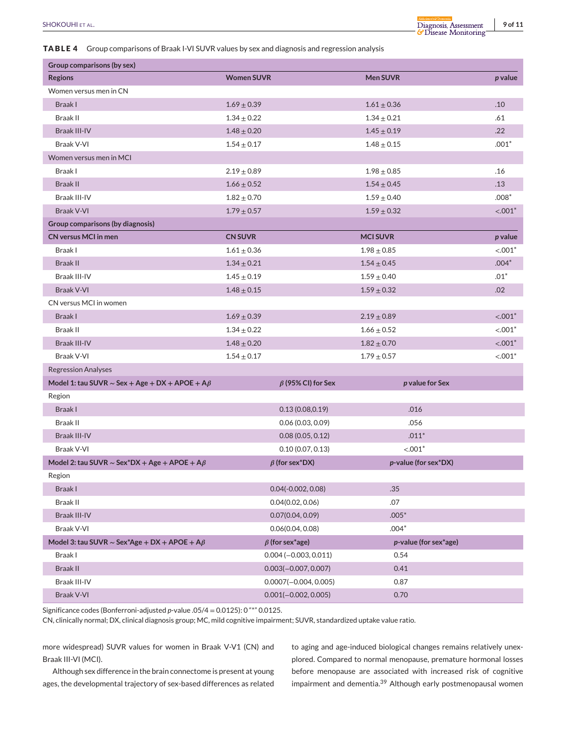**TABLE 4** Group comparisons of Braak I-VI SUVR values by sex and diagnosis and regression analysis

| **Group comparisons (by sex)** | | | |
|---|---|---|---|
| **Regions** | **Women SUVR** | **Men SUVR** | ***p* value** |
| Women versus men in CN | | | |
| Braak I | $1.69 \pm 0.39$ | $1.61 \pm 0.36$ | .10 |
| Braak II | $1.34 \pm 0.22$ | $1.34 \pm 0.21$ | .61 |
| Braak III-IV | $1.48 \pm 0.20$ | $1.45 \pm 0.19$ | .22 |
| Braak V-VI | $1.54 \pm 0.17$ | $1.48 \pm 0.15$ | .001* |
| Women versus men in MCI | | | |
| Braak I | $2.19 \pm 0.89$ | $1.98 \pm 0.85$ | .16 |
| Braak II | $1.66 \pm 0.52$ | $1.54 \pm 0.45$ | .13 |
| Braak III-IV | $1.82 \pm 0.70$ | $1.59 \pm 0.40$ | .008* |
| Braak V-VI | $1.79 \pm 0.57$ | $1.59 \pm 0.32$ | <.001* |
| **Group comparisons (by diagnosis)** | | | |
| **CN versus MCI in men** | **CN SUVR** | **MCI SUVR** | ***p* value** |
| Braak I | $1.61 \pm 0.36$ | $1.98 \pm 0.85$ | <.001* |
| Braak II | $1.34 \pm 0.21$ | $1.54 \pm 0.45$ | .004* |
| Braak III-IV | $1.45 \pm 0.19$ | $1.59 \pm 0.40$ | .01* |
| Braak V-VI | $1.48 \pm 0.15$ | $1.59 \pm 0.32$ | .02 |
| CN versus MCI in women | | | |
| Braak I | $1.69 \pm 0.39$ | $2.19 \pm 0.89$ | <.001* |
| Braak II | $1.34 \pm 0.22$ | $1.66 \pm 0.52$ | <.001* |
| Braak III-IV | $1.48 \pm 0.20$ | $1.82 \pm 0.70$ | <.001* |
| Braak V-VI | $1.54 \pm 0.17$ | $1.79 \pm 0.57$ | <.001* |
| Regression Analyses | | | |
| **Model 1: tau SUVR ~ Sex + Age + DX + APOE + A$\beta$** | **$\beta$ (95% CI) for Sex** | ***p* value for Sex** | |
| Region | | | |
| Braak I | 0.13 (0.08,0.19) | .016 | |
| Braak II | 0.06 (0.03, 0.09) | .056 | |
| Braak III-IV | 0.08 (0.05, 0.12) | .011* | |
| Braak V-VI | 0.10 (0.07, 0.13) | <.001* | |
| **Model 2: tau SUVR ~ Sex*DX + Age + APOE + A$\beta$** | **$\beta$ (for sex*DX)** | ***p*-value (for sex*DX)** | |
| Region | | | |
| Braak I | 0.04(-0.002, 0.08) | .35 | |
| Braak II | 0.04(0.02, 0.06) | .07 | |
| Braak III-IV | 0.07(0.04, 0.09) | .005* | |
| Braak V-VI | 0.06(0.04, 0.08) | .004* | |
| **Model 3: tau SUVR ~ Sex*Age + DX + APOE + A$\beta$** | **$\beta$ (for sex*age)** | ***p*-value (for sex*age)** | |
| Braak I | 0.004 (−0.003, 0.011) | 0.54 | |
| Braak II | 0.003(−0.007, 0.007) | 0.41 | |
| Braak III-IV | 0.0007(−0.004, 0.005) | 0.87 | |
| Braak V-VI | 0.001(−0.002, 0.005) | 0.70 | |

Significance codes (Bonferroni-adjusted *p*-value .05/4 = 0.0125): 0 "*" 0.0125.
CN, clinically normal; DX, clinical diagnosis group; MC, mild cognitive impairment; SUVR, standardized uptake value ratio.

more widespread) SUVR values for women in Braak V-V1 (CN) and Braak III-VI (MCI).

Although sex difference in the brain connectome is present at young ages, the developmental trajectory of sex-based differences as related to aging and age-induced biological changes remains relatively unexplored. Compared to normal menopause, premature hormonal losses before menopause are associated with increased risk of cognitive impairment and dementia.[39] Although early postmenopausal women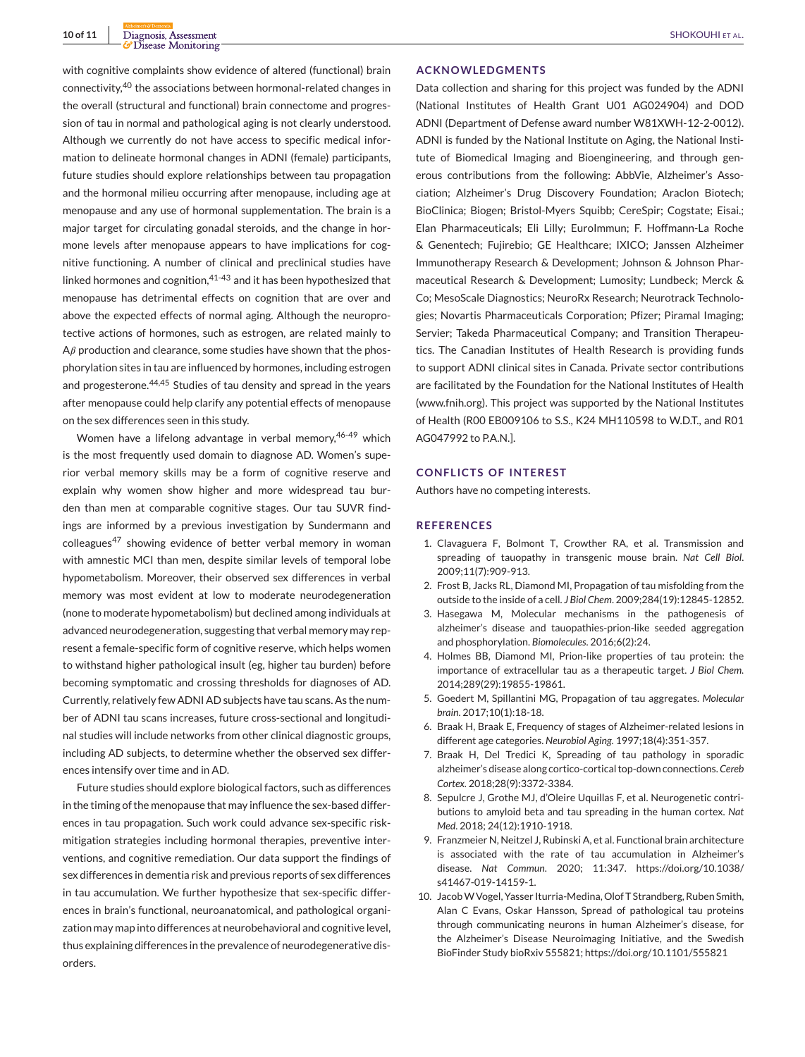with cognitive complaints show evidence of altered (functional) brain connectivity,[40] the associations between hormonal-related changes in the overall (structural and functional) brain connectome and progression of tau in normal and pathological aging is not clearly understood. Although we currently do not have access to specific medical information to delineate hormonal changes in ADNI (female) participants, future studies should explore relationships between tau propagation and the hormonal milieu occurring after menopause, including age at menopause and any use of hormonal supplementation. The brain is a major target for circulating gonadal steroids, and the change in hormone levels after menopause appears to have implications for cognitive functioning. A number of clinical and preclinical studies have linked hormones and cognition,[41-43] and it has been hypothesized that menopause has detrimental effects on cognition that are over and above the expected effects of normal aging. Although the neuroprotective actions of hormones, such as estrogen, are related mainly to A$\beta$ production and clearance, some studies have shown that the phosphorylation sites in tau are influenced by hormones, including estrogen and progesterone.[44,45] Studies of tau density and spread in the years after menopause could help clarify any potential effects of menopause on the sex differences seen in this study.

Women have a lifelong advantage in verbal memory,[46-49] which is the most frequently used domain to diagnose AD. Women's superior verbal memory skills may be a form of cognitive reserve and explain why women show higher and more widespread tau burden than men at comparable cognitive stages. Our tau SUVR findings are informed by a previous investigation by Sundermann and colleagues[47] showing evidence of better verbal memory in woman with amnestic MCI than men, despite similar levels of temporal lobe hypometabolism. Moreover, their observed sex differences in verbal memory was most evident at low to moderate neurodegeneration (none to moderate hypometabolism) but declined among individuals at advanced neurodegeneration, suggesting that verbal memory may represent a female-specific form of cognitive reserve, which helps women to withstand higher pathological insult (eg, higher tau burden) before becoming symptomatic and crossing thresholds for diagnoses of AD. Currently, relatively few ADNI AD subjects have tau scans. As the number of ADNI tau scans increases, future cross-sectional and longitudinal studies will include networks from other clinical diagnostic groups, including AD subjects, to determine whether the observed sex differences intensify over time and in AD.

Future studies should explore biological factors, such as differences in the timing of the menopause that may influence the sex-based differences in tau propagation. Such work could advance sex-specific risk-mitigation strategies including hormonal therapies, preventive interventions, and cognitive remediation. Our data support the findings of sex differences in dementia risk and previous reports of sex differences in tau accumulation. We further hypothesize that sex-specific differences in brain's functional, neuroanatomical, and pathological organization may map into differences at neurobehavioral and cognitive level, thus explaining differences in the prevalence of neurodegenerative disorders.

## ACKNOWLEDGMENTS

Data collection and sharing for this project was funded by the ADNI (National Institutes of Health Grant U01 AG024904) and DOD ADNI (Department of Defense award number W81XWH-12-2-0012). ADNI is funded by the National Institute on Aging, the National Institute of Biomedical Imaging and Bioengineering, and through generous contributions from the following: AbbVie, Alzheimer's Association; Alzheimer's Drug Discovery Foundation; Araclon Biotech; BioClinica; Biogen; Bristol-Myers Squibb; CereSpir; Cogstate; Eisai.; Elan Pharmaceuticals; Eli Lilly; EuroImmun; F. Hoffmann-La Roche & Genentech; Fujirebio; GE Healthcare; IXICO; Janssen Alzheimer Immunotherapy Research & Development; Johnson & Johnson Pharmaceutical Research & Development; Lumosity; Lundbeck; Merck & Co; MesoScale Diagnostics; NeuroRx Research; Neurotrack Technologies; Novartis Pharmaceuticals Corporation; Pfizer; Piramal Imaging; Servier; Takeda Pharmaceutical Company; and Transition Therapeutics. The Canadian Institutes of Health Research is providing funds to support ADNI clinical sites in Canada. Private sector contributions are facilitated by the Foundation for the National Institutes of Health (www.fnih.org). This project was supported by the National Institutes of Health (R00 EB009106 to S.S., K24 MH110598 to W.D.T., and R01 AG047992 to P.A.N.].

## CONFLICTS OF INTEREST

Authors have no competing interests.

## REFERENCES

1. Clavaguera F, Bolmont T, Crowther RA, et al. Transmission and spreading of tauopathy in transgenic mouse brain. *Nat Cell Biol*. 2009;11(7):909-913.
2. Frost B, Jacks RL, Diamond MI, Propagation of tau misfolding from the outside to the inside of a cell. *J Biol Chem*. 2009;284(19):12845-12852.
3. Hasegawa M, Molecular mechanisms in the pathogenesis of alzheimer's disease and tauopathies-prion-like seeded aggregation and phosphorylation. *Biomolecules*. 2016;6(2):24.
4. Holmes BB, Diamond MI, Prion-like properties of tau protein: the importance of extracellular tau as a therapeutic target. *J Biol Chem*. 2014;289(29):19855-19861.
5. Goedert M, Spillantini MG, Propagation of tau aggregates. *Molecular brain*. 2017;10(1):18-18.
6. Braak H, Braak E, Frequency of stages of Alzheimer-related lesions in different age categories. *Neurobiol Aging*. 1997;18(4):351-357.
7. Braak H, Del Tredici K, Spreading of tau pathology in sporadic alzheimer's disease along cortico-cortical top-down connections. *Cereb Cortex*. 2018;28(9):3372-3384.
8. Sepulcre J, Grothe MJ, d'Oleire Uquillas F, et al. Neurogenetic contributions to amyloid beta and tau spreading in the human cortex. *Nat Med*. 2018; 24(12):1910-1918.
9. Franzmeier N, Neitzel J, Rubinski A, et al. Functional brain architecture is associated with the rate of tau accumulation in Alzheimer's disease. *Nat Commun*. 2020; 11:347. https://doi.org/10.1038/s41467-019-14159-1.
10. Jacob W Vogel, Yasser Iturria-Medina, Olof T Strandberg, Ruben Smith, Alan C Evans, Oskar Hansson, Spread of pathological tau proteins through communicating neurons in human Alzheimer's disease, for the Alzheimer's Disease Neuroimaging Initiative, and the Swedish BioFinder Study bioRxiv 555821; https://doi.org/10.1101/555821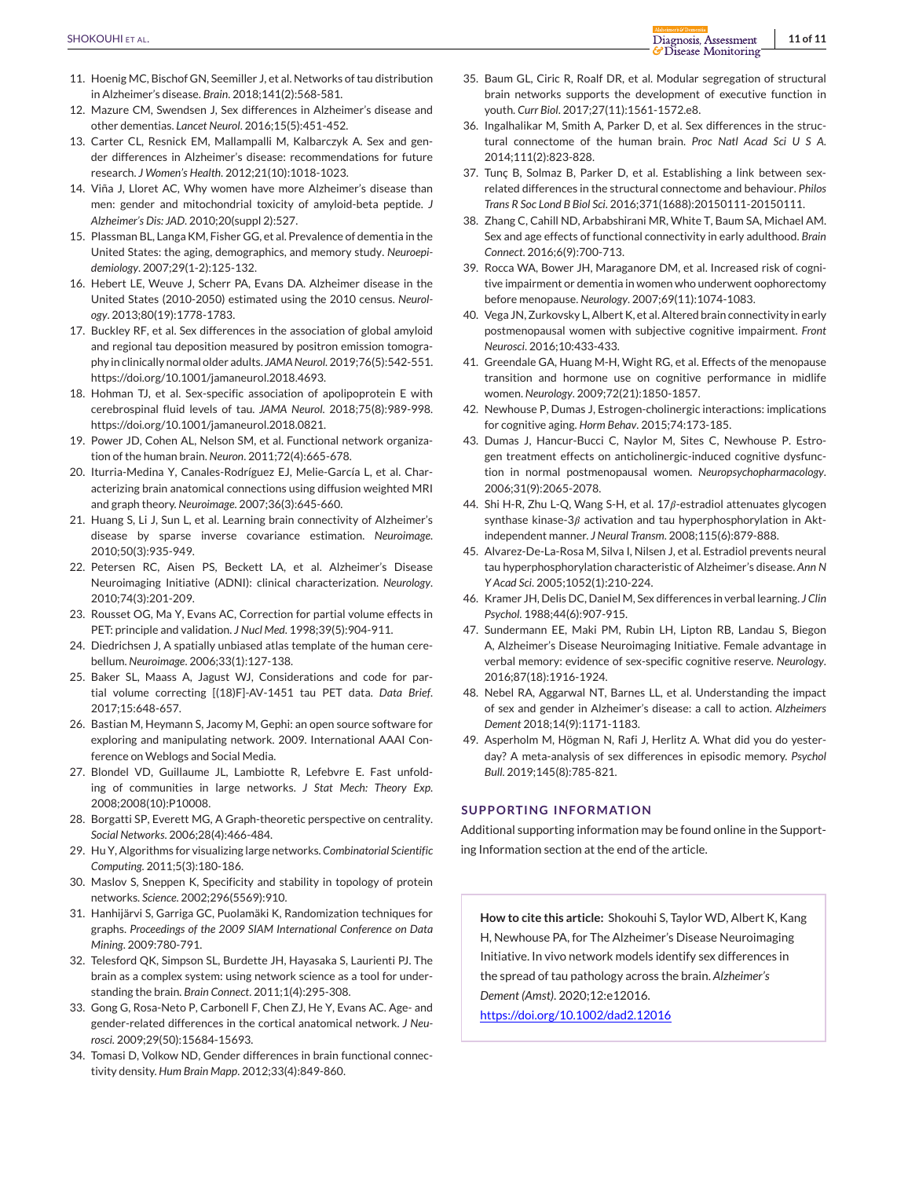11. Hoenig MC, Bischof GN, Seemiller J, et al. Networks of tau distribution in Alzheimer's disease. *Brain*. 2018;141(2):568-581.
12. Mazure CM, Swendsen J, Sex differences in Alzheimer's disease and other dementias. *Lancet Neurol*. 2016;15(5):451-452.
13. Carter CL, Resnick EM, Mallampalli M, Kalbarczyk A. Sex and gender differences in Alzheimer's disease: recommendations for future research. *J Women's Health*. 2012;21(10):1018-1023.
14. Viña J, Lloret AC, Why women have more Alzheimer's disease than men: gender and mitochondrial toxicity of amyloid-beta peptide. *J Alzheimer's Dis: JAD*. 2010;20(suppl 2):527.
15. Plassman BL, Langa KM, Fisher GG, et al. Prevalence of dementia in the United States: the aging, demographics, and memory study. *Neuroepidemiology*. 2007;29(1-2):125-132.
16. Hebert LE, Weuve J, Scherr PA, Evans DA. Alzheimer disease in the United States (2010-2050) estimated using the 2010 census. *Neurology*. 2013;80(19):1778-1783.
17. Buckley RF, et al. Sex differences in the association of global amyloid and regional tau deposition measured by positron emission tomography in clinically normal older adults. *JAMA Neurol*. 2019;76(5):542-551. https://doi.org/10.1001/jamaneurol.2018.4693.
18. Hohman TJ, et al. Sex-specific association of apolipoprotein E with cerebrospinal fluid levels of tau. *JAMA Neurol*. 2018;75(8):989-998. https://doi.org/10.1001/jamaneurol.2018.0821.
19. Power JD, Cohen AL, Nelson SM, et al. Functional network organization of the human brain. *Neuron*. 2011;72(4):665-678.
20. Iturria-Medina Y, Canales-Rodríguez EJ, Melie-García L, et al. Characterizing brain anatomical connections using diffusion weighted MRI and graph theory. *Neuroimage*. 2007;36(3):645-660.
21. Huang S, Li J, Sun L, et al. Learning brain connectivity of Alzheimer's disease by sparse inverse covariance estimation. *Neuroimage*. 2010;50(3):935-949.
22. Petersen RC, Aisen PS, Beckett LA, et al. Alzheimer's Disease Neuroimaging Initiative (ADNI): clinical characterization. *Neurology*. 2010;74(3):201-209.
23. Rousset OG, Ma Y, Evans AC, Correction for partial volume effects in PET: principle and validation. *J Nucl Med*. 1998;39(5):904-911.
24. Diedrichsen J, A spatially unbiased atlas template of the human cerebellum. *Neuroimage*. 2006;33(1):127-138.
25. Baker SL, Maass A, Jagust WJ, Considerations and code for partial volume correcting [(18)F]-AV-1451 tau PET data. *Data Brief*. 2017;15:648-657.
26. Bastian M, Heymann S, Jacomy M, Gephi: an open source software for exploring and manipulating network. 2009. International AAAI Conference on Weblogs and Social Media.
27. Blondel VD, Guillaume JL, Lambiotte R, Lefebvre E. Fast unfolding of communities in large networks. *J Stat Mech: Theory Exp*. 2008;2008(10):P10008.
28. Borgatti SP, Everett MG, A Graph-theoretic perspective on centrality. *Social Networks*. 2006;28(4):466-484.
29. Hu Y, Algorithms for visualizing large networks. *Combinatorial Scientific Computing*. 2011;5(3):180-186.
30. Maslov S, Sneppen K, Specificity and stability in topology of protein networks. *Science*. 2002;296(5569):910.
31. Hanhijärvi S, Garriga GC, Puolamäki K, Randomization techniques for graphs. *Proceedings of the 2009 SIAM International Conference on Data Mining*. 2009:780-791.
32. Telesford QK, Simpson SL, Burdette JH, Hayasaka S, Laurienti PJ. The brain as a complex system: using network science as a tool for understanding the brain. *Brain Connect*. 2011;1(4):295-308.
33. Gong G, Rosa-Neto P, Carbonell F, Chen ZJ, He Y, Evans AC. Age- and gender-related differences in the cortical anatomical network. *J Neurosci*. 2009;29(50):15684-15693.
34. Tomasi D, Volkow ND, Gender differences in brain functional connectivity density. *Hum Brain Mapp*. 2012;33(4):849-860.
35. Baum GL, Ciric R, Roalf DR, et al. Modular segregation of structural brain networks supports the development of executive function in youth. *Curr Biol*. 2017;27(11):1561-1572.e8.
36. Ingalhalikar M, Smith A, Parker D, et al. Sex differences in the structural connectome of the human brain. *Proc Natl Acad Sci U S A*. 2014;111(2):823-828.
37. Tunç B, Solmaz B, Parker D, et al. Establishing a link between sex-related differences in the structural connectome and behaviour. *Philos Trans R Soc Lond B Biol Sci*. 2016;371(1688):20150111-20150111.
38. Zhang C, Cahill ND, Arbabshirani MR, White T, Baum SA, Michael AM. Sex and age effects of functional connectivity in early adulthood. *Brain Connect*. 2016;6(9):700-713.
39. Rocca WA, Bower JH, Maraganore DM, et al. Increased risk of cognitive impairment or dementia in women who underwent oophorectomy before menopause. *Neurology*. 2007;69(11):1074-1083.
40. Vega JN, Zurkovsky L, Albert K, et al. Altered brain connectivity in early postmenopausal women with subjective cognitive impairment. *Front Neurosci*. 2016;10:433-433.
41. Greendale GA, Huang M-H, Wight RG, et al. Effects of the menopause transition and hormone use on cognitive performance in midlife women. *Neurology*. 2009;72(21):1850-1857.
42. Newhouse P, Dumas J, Estrogen-cholinergic interactions: implications for cognitive aging. *Horm Behav*. 2015;74:173-185.
43. Dumas J, Hancur-Bucci C, Naylor M, Sites C, Newhouse P. Estrogen treatment effects on anticholinergic-induced cognitive dysfunction in normal postmenopausal women. *Neuropsychopharmacology*. 2006;31(9):2065-2078.
44. Shi H-R, Zhu L-Q, Wang S-H, et al. 17$\beta$-estradiol attenuates glycogen synthase kinase-3$\beta$ activation and tau hyperphosphorylation in Akt-independent manner. *J Neural Transm*. 2008;115(6):879-888.
45. Alvarez-De-La-Rosa M, Silva I, Nilsen J, et al. Estradiol prevents neural tau hyperphosphorylation characteristic of Alzheimer's disease. *Ann N Y Acad Sci*. 2005;1052(1):210-224.
46. Kramer JH, Delis DC, Daniel M, Sex differences in verbal learning. *J Clin Psychol*. 1988;44(6):907-915.
47. Sundermann EE, Maki PM, Rubin LH, Lipton RB, Landau S, Biegon A, Alzheimer's Disease Neuroimaging Initiative. Female advantage in verbal memory: evidence of sex-specific cognitive reserve. *Neurology*. 2016;87(18):1916-1924.
48. Nebel RA, Aggarwal NT, Barnes LL, et al. Understanding the impact of sex and gender in Alzheimer's disease: a call to action. *Alzheimers Dement* 2018;14(9):1171-1183.
49. Asperholm M, Högman N, Rafi J, Herlitz A. What did you do yesterday? A meta-analysis of sex differences in episodic memory. *Psychol Bull*. 2019;145(8):785-821.

## SUPPORTING INFORMATION

Additional supporting information may be found online in the Supporting Information section at the end of the article.

**How to cite this article:** Shokouhi S, Taylor WD, Albert K, Kang H, Newhouse PA, for The Alzheimer's Disease Neuroimaging Initiative. In vivo network models identify sex differences in the spread of tau pathology across the brain. *Alzheimer's Dement (Amst)*. 2020;12:e12016. https://doi.org/10.1002/dad2.12016